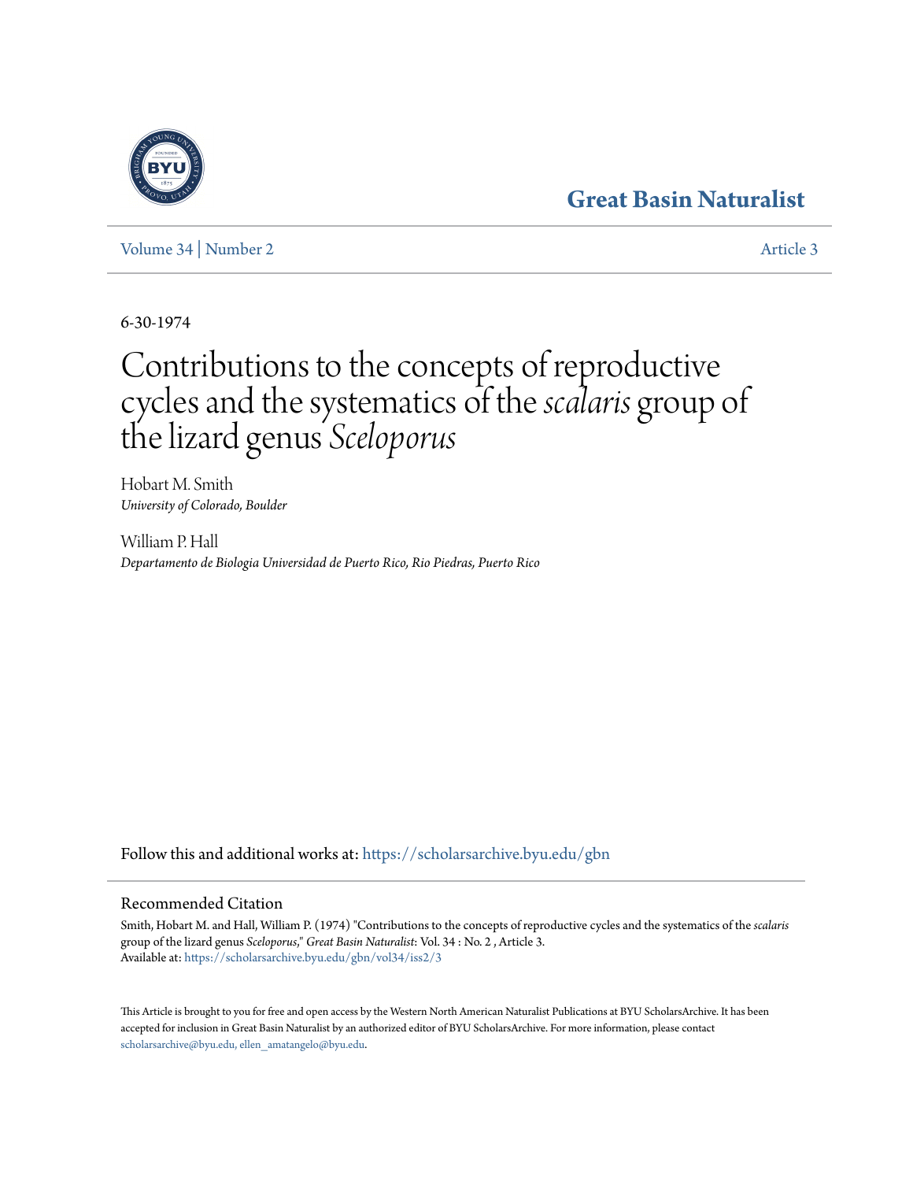Great Basin Naturalist

Volume 34 | Number 2 Article 3

6-30-1974

# Contributions to the concepts of reproductive cycles and the systematics of the *scalaris* group of the lizard genus *Sceloporus*

Hobart M. Smith
*University of Colorado, Boulder*

William P. Hall
*Departamento de Biologia Universidad de Puerto Rico, Rio Piedras, Puerto Rico*

Follow this and additional works at: https://scholarsarchive.byu.edu/gbn

## Recommended Citation

Smith, Hobart M. and Hall, William P. (1974) "Contributions to the concepts of reproductive cycles and the systematics of the *scalaris* group of the lizard genus *Sceloporus*," *Great Basin Naturalist*: Vol. 34 : No. 2 , Article 3.
Available at: https://scholarsarchive.byu.edu/gbn/vol34/iss2/3

This Article is brought to you for free and open access by the Western North American Naturalist Publications at BYU ScholarsArchive. It has been accepted for inclusion in Great Basin Naturalist by an authorized editor of BYU ScholarsArchive. For more information, please contact scholarsarchive@byu.edu, ellen_amatangelo@byu.edu.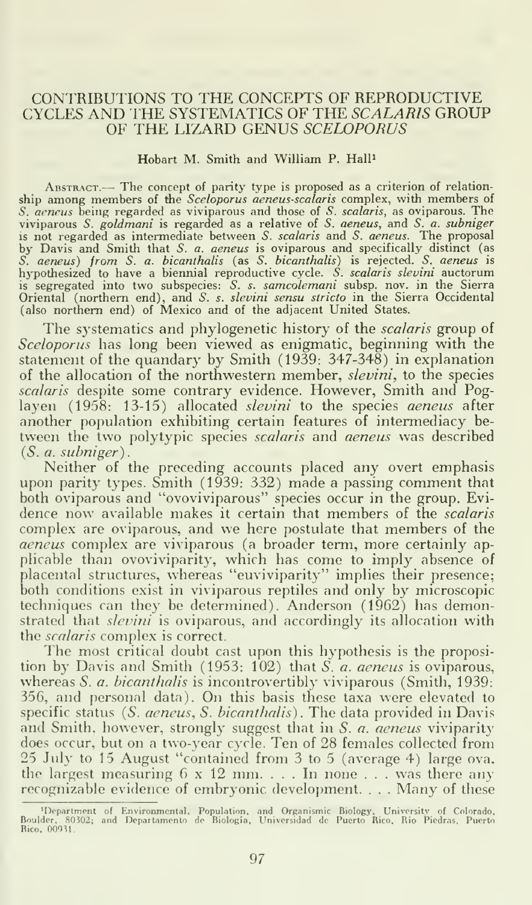# CONTRIBUTIONS TO THE CONCEPTS OF REPRODUCTIVE CYCLES AND THE SYSTEMATICS OF THE *SCALARIS* GROUP OF THE LIZARD GENUS *SCELOPORUS*

Hobart M. Smith and William P. Hall[1]

ABSTRACT.— The concept of parity type is proposed as a criterion of relationship among members of the *Sceloporus aeneus-scalaris* complex, with members of *S. aeneus* being regarded as viviparous and those of *S. scalaris*, as oviparous. The viviparous *S. goldmani* is regarded as a relative of *S. aeneus*, and *S. a. subniger* is not regarded as intermediate between *S. scalaris* and *S. aeneus*. The proposal by Davis and Smith that *S. a. aeneus* is oviparous and specifically distinct (as *S. aeneus*) *from S. a. bicanthalis* (as *S. bicanthalis*) is rejected. *S. aeneus* is hypothesized to have a biennial reproductive cycle. *S. scalaris slevini* auctorum is segregated into two subspecies: *S. s. samcolemani* subsp. nov. in the Sierra Oriental (northern end), and *S. s. slevini sensu stricto* in the Sierra Occidental (also northern end) of Mexico and of the adjacent United States.

The systematics and phylogenetic history of the *scalaris* group of *Sceloporus* has long been viewed as enigmatic, beginning with the statement of the quandary by Smith (1939: 347-348) in explanation of the allocation of the northwestern member, *slevini*, to the species *scalaris* despite some contrary evidence. However, Smith and Poglayen (1958: 13-15) allocated *slevini* to the species *aeneus* after another population exhibiting certain features of intermediacy between the two polytypic species *scalaris* and *aeneus* was described (*S. a. subniger*).

Neither of the preceding accounts placed any overt emphasis upon parity types. Smith (1939: 332) made a passing comment that both oviparous and "ovoviviparous" species occur in the group. Evidence now available makes it certain that members of the *scalaris* complex are oviparous, and we here postulate that members of the *aeneus* complex are viviparous (a broader term, more certainly applicable than ovoviviparity, which has come to imply absence of placental structures, whereas "euviviparity" implies their presence; both conditions exist in viviparous reptiles and only by microscopic techniques can they be determined). Anderson (1962) has demonstrated that *slevini* is oviparous, and accordingly its allocation with the *scalaris* complex is correct.

The most critical doubt cast upon this hypothesis is the proposition by Davis and Smith (1953: 102) that *S. a. aeneus* is oviparous, whereas *S. a. bicanthalis* is incontrovertibly viviparous (Smith, 1939: 356, and personal data). On this basis these taxa were elevated to specific status (*S. aeneus*, *S. bicanthalis*). The data provided in Davis and Smith, however, strongly suggest that in *S. a. aeneus* viviparity does occur, but on a two-year cycle. Ten of 28 females collected from 25 July to 15 August "contained from 3 to 5 (average 4) large ova, the largest measuring 6 x 12 mm. . . . In none . . . was there any recognizable evidence of embryonic development. . . . Many of these

[1] Department of Environmental, Population, and Organismic Biology, University of Colorado, Boulder, 80302; and Departamento de Biología, Universidad de Puerto Rico, Río Piedras, Puerto Rico, 00931.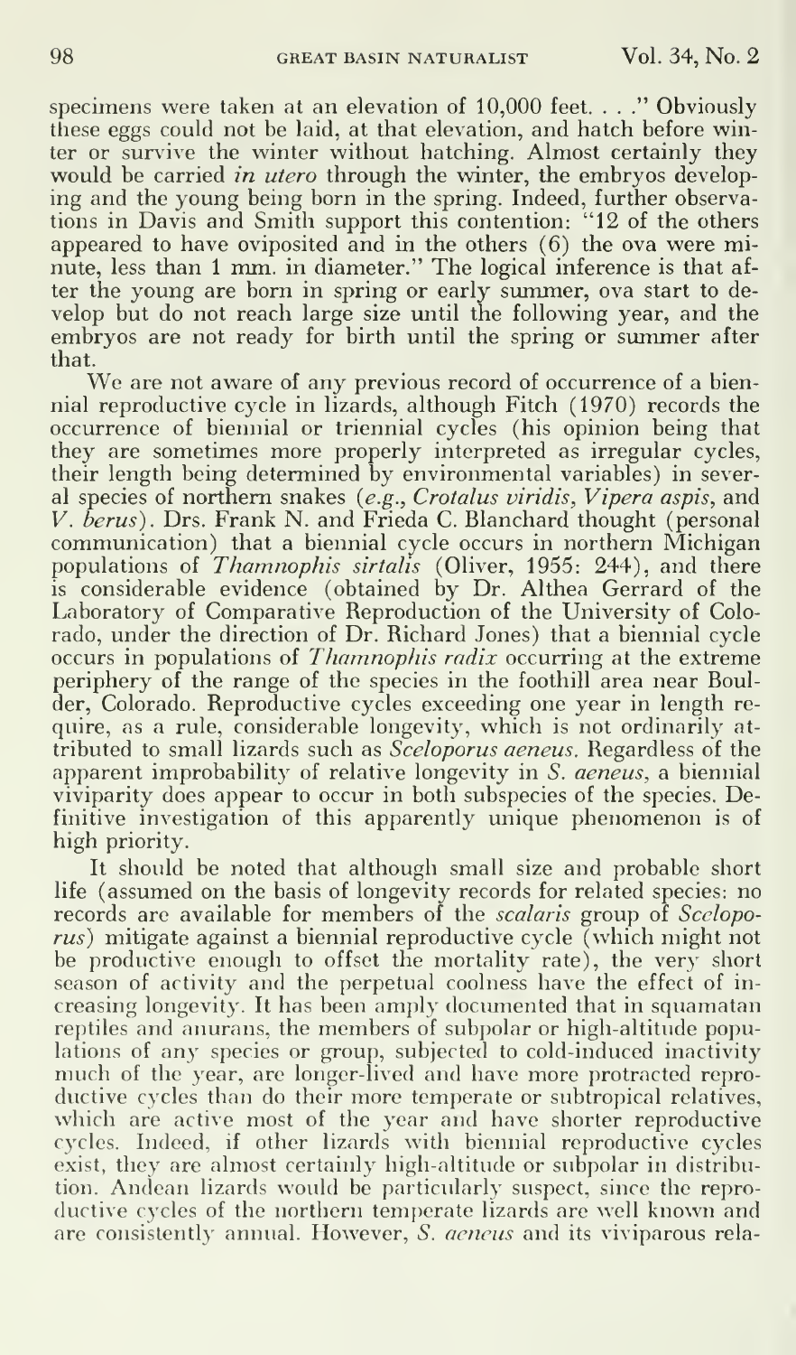specimens were taken at an elevation of 10,000 feet. . . ." Obviously these eggs could not be laid, at that elevation, and hatch before winter or survive the winter without hatching. Almost certainly they would be carried *in utero* through the winter, the embryos developing and the young being born in the spring. Indeed, further observations in Davis and Smith support this contention: "12 of the others appeared to have oviposited and in the others (6) the ova were minute, less than 1 mm. in diameter." The logical inference is that after the young are born in spring or early summer, ova start to develop but do not reach large size until the following year, and the embryos are not ready for birth until the spring or summer after that.

We are not aware of any previous record of occurrence of a biennial reproductive cycle in lizards, although Fitch (1970) records the occurrence of biennial or triennial cycles (his opinion being that they are sometimes more properly interpreted as irregular cycles, their length being determined by environmental variables) in several species of northern snakes (*e.g.*, *Crotalus viridis*, *Vipera aspis*, and *V. berus*). Drs. Frank N. and Frieda C. Blanchard thought (personal communication) that a biennial cycle occurs in northern Michigan populations of *Thamnophis sirtalis* (Oliver, 1955: 244), and there is considerable evidence (obtained by Dr. Althea Gerrard of the Laboratory of Comparative Reproduction of the University of Colorado, under the direction of Dr. Richard Jones) that a biennial cycle occurs in populations of *Thamnophis radix* occurring at the extreme periphery of the range of the species in the foothill area near Boulder, Colorado. Reproductive cycles exceeding one year in length require, as a rule, considerable longevity, which is not ordinarily attributed to small lizards such as *Sceloporus aeneus*. Regardless of the apparent improbability of relative longevity in *S. aeneus*, a biennial viviparity does appear to occur in both subspecies of the species. Definitive investigation of this apparently unique phenomenon is of high priority.

It should be noted that although small size and probable short life (assumed on the basis of longevity records for related species: no records are available for members of the *scalaris* group of *Sceloporus*) mitigate against a biennial reproductive cycle (which might not be productive enough to offset the mortality rate), the very short season of activity and the perpetual coolness have the effect of increasing longevity. It has been amply documented that in squamatan reptiles and anurans, the members of subpolar or high-altitude populations of any species or group, subjected to cold-induced inactivity much of the year, are longer-lived and have more protracted reproductive cycles than do their more temperate or subtropical relatives, which are active most of the year and have shorter reproductive cycles. Indeed, if other lizards with biennial reproductive cycles exist, they are almost certainly high-altitude or subpolar in distribution. Andean lizards would be particularly suspect, since the reproductive cycles of the northern temperate lizards are well known and are consistently annual. However, *S. aeneus* and its viviparous rela-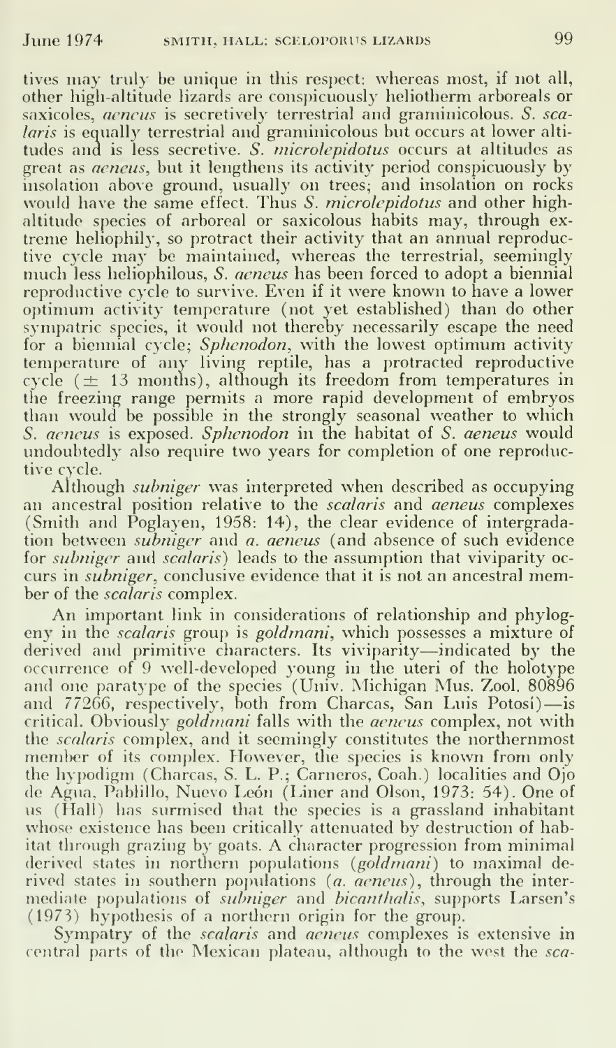tives may truly be unique in this respect: whereas most, if not all, other high-altitude lizards are conspicuously heliotherm arboreals or saxicoles, *aeneus* is secretively terrestrial and graminicolous. *S. scalaris* is equally terrestrial and graminicolous but occurs at lower altitudes and is less secretive. *S. microlepidotus* occurs at altitudes as great as *aeneus*, but it lengthens its activity period conspicuously by insolation above ground, usually on trees; and insolation on rocks would have the same effect. Thus *S. microlepidotus* and other high-altitude species of arboreal or saxicolous habits may, through extreme heliophily, so protract their activity that an annual reproductive cycle may be maintained, whereas the terrestrial, seemingly much less heliophilous, *S. aeneus* has been forced to adopt a biennial reproductive cycle to survive. Even if it were known to have a lower optimum activity temperature (not yet established) than do other sympatric species, it would not thereby necessarily escape the need for a biennial cycle; *Sphenodon*, with the lowest optimum activity temperature of any living reptile, has a protracted reproductive cycle (± 13 months), although its freedom from temperatures in the freezing range permits a more rapid development of embryos than would be possible in the strongly seasonal weather to which *S. aeneus* is exposed. *Sphenodon* in the habitat of *S. aeneus* would undoubtedly also require two years for completion of one reproductive cycle.

Although *subniger* was interpreted when described as occupying an ancestral position relative to the *scalaris* and *aeneus* complexes (Smith and Poglayen, 1958: 14), the clear evidence of intergradation between *subniger* and *a. aeneus* (and absence of such evidence for *subniger* and *scalaris*) leads to the assumption that viviparity occurs in *subniger*, conclusive evidence that it is not an ancestral member of the *scalaris* complex.

An important link in considerations of relationship and phylogeny in the *scalaris* group is *goldmani*, which possesses a mixture of derived and primitive characters. Its viviparity—indicated by the occurrence of 9 well-developed young in the uteri of the holotype and one paratype of the species (Univ. Michigan Mus. Zool. 80896 and 77266, respectively, both from Charcas, San Luis Potosí)—is critical. Obviously *goldmani* falls with the *aeneus* complex, not with the *scalaris* complex, and it seemingly constitutes the northernmost member of its complex. However, the species is known from only the hypodigm (Charcas, S. L. P.; Carneros, Coah.) localities and Ojo de Agua, Pablillo, Nuevo León (Liner and Olson, 1973: 54). One of us (Hall) has surmised that the species is a grassland inhabitant whose existence has been critically attenuated by destruction of habitat through grazing by goats. A character progression from minimal derived states in northern populations (*goldmani*) to maximal derived states in southern populations (*a. aeneus*), through the intermediate populations of *subniger* and *bicanthalis*, supports Larsen's (1973) hypothesis of a northern origin for the group.

Sympatry of the *scalaris* and *aeneus* complexes is extensive in central parts of the Mexican plateau, although to the west the *sca-*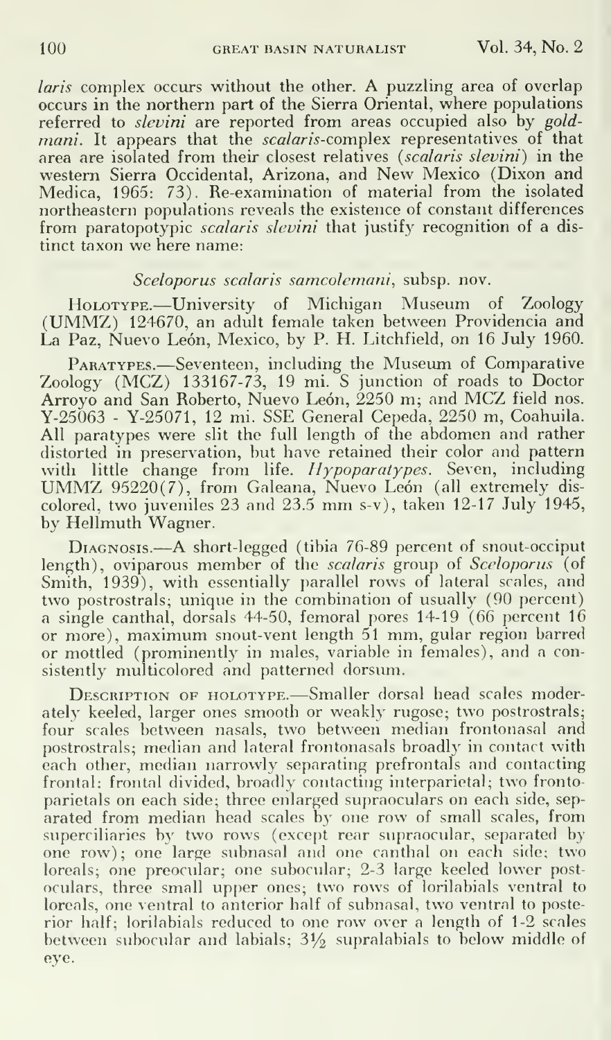*laris* complex occurs without the other. A puzzling area of overlap occurs in the northern part of the Sierra Oriental, where populations referred to *slevini* are reported from areas occupied also by *goldmani*. It appears that the *scalaris*-complex representatives of that area are isolated from their closest relatives (*scalaris slevini*) in the western Sierra Occidental, Arizona, and New Mexico (Dixon and Medica, 1965: 73). Re-examination of material from the isolated northeastern populations reveals the existence of constant differences from paratopotypic *scalaris slevini* that justify recognition of a distinct taxon we here name:

### *Sceloporus scalaris samcolemani*, subsp. nov.

Holotype.—University of Michigan Museum of Zoology (UMMZ) 124670, an adult female taken between Providencia and La Paz, Nuevo León, Mexico, by P. H. Litchfield, on 16 July 1960.

Paratypes.—Seventeen, including the Museum of Comparative Zoology (MCZ) 133167-73, 19 mi. S junction of roads to Doctor Arroyo and San Roberto, Nuevo León, 2250 m; and MCZ field nos. Y-25063 - Y-25071, 12 mi. SSE General Cepeda, 2250 m, Coahuila. All paratypes were slit the full length of the abdomen and rather distorted in preservation, but have retained their color and pattern with little change from life. *Hypoparatypes*. Seven, including UMMZ 95220(7), from Galeana, Nuevo León (all extremely discolored, two juveniles 23 and 23.5 mm s-v), taken 12-17 July 1945, by Hellmuth Wagner.

Diagnosis.—A short-legged (tibia 76-89 percent of snout-occiput length), oviparous member of the *scalaris* group of *Sceloporus* (of Smith, 1939), with essentially parallel rows of lateral scales, and two postrostrals; unique in the combination of usually (90 percent) a single canthal, dorsals 44-50, femoral pores 14-19 (66 percent 16 or more), maximum snout-vent length 51 mm, gular region barred or mottled (prominently in males, variable in females), and a consistently multicolored and patterned dorsum.

Description of holotype.—Smaller dorsal head scales moderately keeled, larger ones smooth or weakly rugose; two postrostrals; four scales between nasals, two between median frontonasal and postrostrals; median and lateral frontonasals broadly in contact with each other, median narrowly separating prefrontals and contacting frontal; frontal divided, broadly contacting interparietal; two frontoparietals on each side; three enlarged supraoculars on each side, separated from median head scales by one row of small scales, from superciliaries by two rows (except rear supraocular, separated by one row); one large subnasal and one canthal on each side; two loreals; one preocular; one subocular; 2-3 large keeled lower postoculars, three small upper ones; two rows of lorilabials ventral to loreals, one ventral to anterior half of subnasal, two ventral to posterior half; lorilabials reduced to one row over a length of 1-2 scales between subocular and labials; 3½ supralabials to below middle of eye.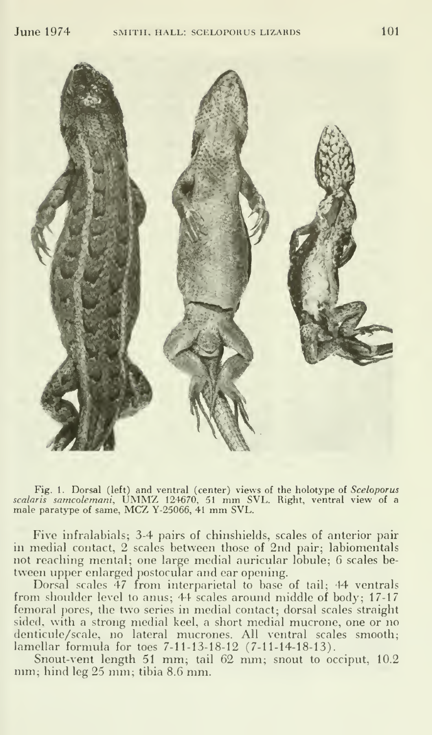Fig. 1. Dorsal (left) and ventral (center) views of the holotype of *Sceloporus scalaris samcolemani*, UMMZ 124670, 51 mm SVL. Right, ventral view of a male paratype of same, MCZ Y-25066, 41 mm SVL.

Five infralabials; 3-4 pairs of chinshields, scales of anterior pair in medial contact, 2 scales between those of 2nd pair; labiomentals not reaching mental; one large medial auricular lobule; 6 scales between upper enlarged postocular and ear opening.

Dorsal scales 47 from interparietal to base of tail; 44 ventrals from shoulder level to anus; 44 scales around middle of body; 17-17 femoral pores, the two series in medial contact; dorsal scales straight sided, with a strong medial keel, a short medial mucrone, one or no denticule/scale, no lateral mucrones. All ventral scales smooth; lamellar formula for toes 7-11-13-18-12 (7-11-14-18-13).

Snout-vent length 51 mm; tail 62 mm; snout to occiput, 10.2 mm; hind leg 25 mm; tibia 8.6 mm.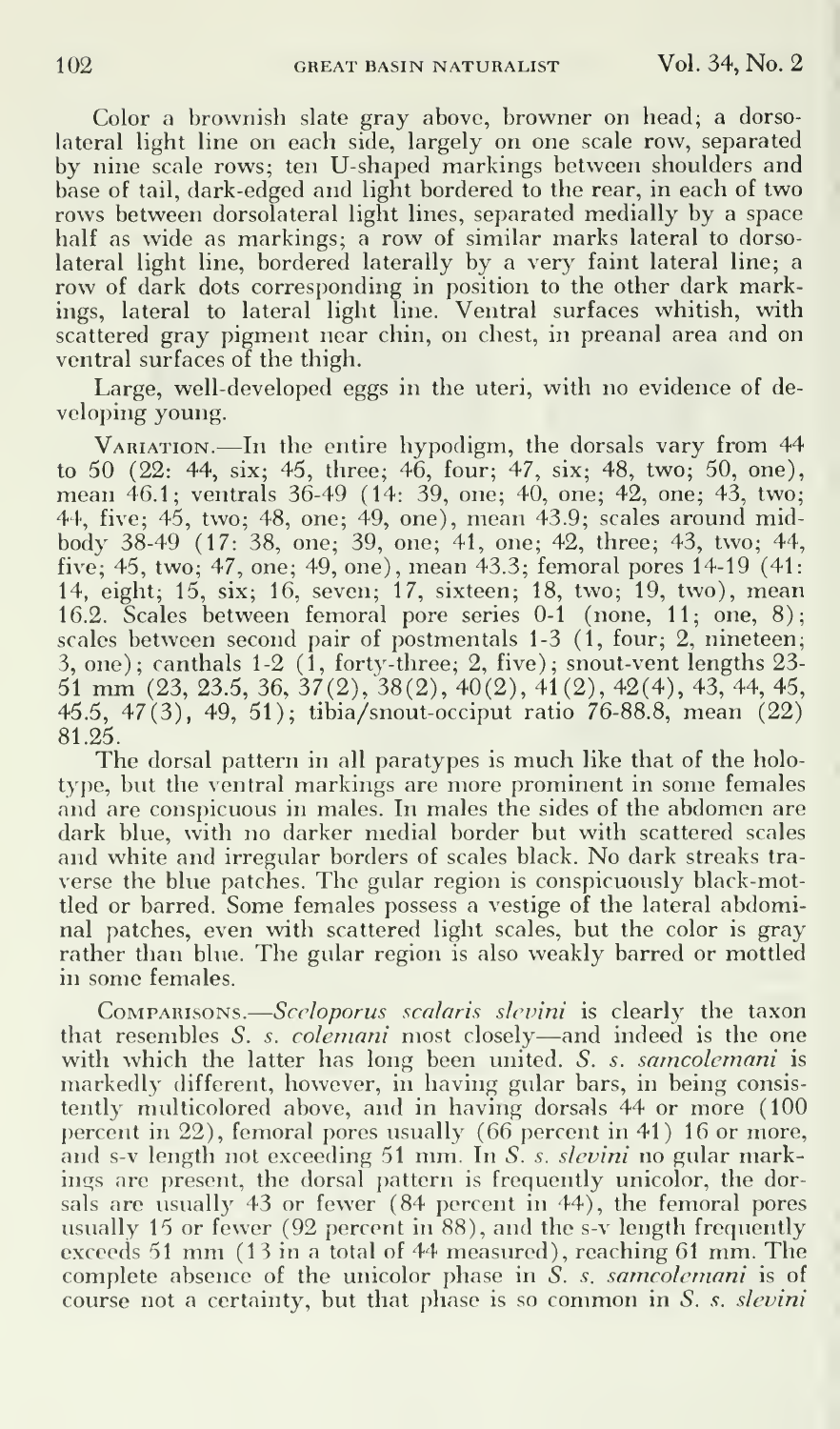Color a brownish slate gray above, browner on head; a dorsolateral light line on each side, largely on one scale row, separated by nine scale rows; ten U-shaped markings between shoulders and base of tail, dark-edged and light bordered to the rear, in each of two rows between dorsolateral light lines, separated medially by a space half as wide as markings; a row of similar marks lateral to dorsolateral light line, bordered laterally by a very faint lateral line; a row of dark dots corresponding in position to the other dark markings, lateral to lateral light line. Ventral surfaces whitish, with scattered gray pigment near chin, on chest, in preanal area and on ventral surfaces of the thigh.

Large, well-developed eggs in the uteri, with no evidence of developing young.

Variation.—In the entire hypodigm, the dorsals vary from 44 to 50 (22: 44, six; 45, three; 46, four; 47, six; 48, two; 50, one), mean 46.1; ventrals 36-49 (14: 39, one; 40, one; 42, one; 43, two; 44, five; 45, two; 48, one; 49, one), mean 43.9; scales around midbody 38-49 (17: 38, one; 39, one; 41, one; 42, three; 43, two; 44, five; 45, two; 47, one; 49, one), mean 43.3; femoral pores 14-19 (41: 14, eight; 15, six; 16, seven; 17, sixteen; 18, two; 19, two), mean 16.2. Scales between femoral pore series 0-1 (none, 11; one, 8); scales between second pair of postmentals 1-3 (1, four; 2, nineteen; 3, one); canthals 1-2 (1, forty-three; 2, five); snout-vent lengths 23-51 mm (23, 23.5, 36, 37(2), 38(2), 40(2), 41(2), 42(4), 43, 44, 45, 45.5, 47(3), 49, 51); tibia/snout-occiput ratio 76-88.8, mean (22) 81.25.

The dorsal pattern in all paratypes is much like that of the holotype, but the ventral markings are more prominent in some females and are conspicuous in males. In males the sides of the abdomen are dark blue, with no darker medial border but with scattered scales and white and irregular borders of scales black. No dark streaks traverse the blue patches. The gular region is conspicuously black-mottled or barred. Some females possess a vestige of the lateral abdominal patches, even with scattered light scales, but the color is gray rather than blue. The gular region is also weakly barred or mottled in some females.

Comparisons.—*Sceloporus scalaris slevini* is clearly the taxon that resembles *S. s. colemani* most closely—and indeed is the one with which the latter has long been united. *S. s. samcolemani* is markedly different, however, in having gular bars, in being consistently multicolored above, and in having dorsals 44 or more (100 percent in 22), femoral pores usually (66 percent in 41) 16 or more, and s-v length not exceeding 51 mm. In *S. s. slevini* no gular markings are present, the dorsal pattern is frequently unicolor, the dorsals are usually 43 or fewer (84 percent in 44), the femoral pores usually 15 or fewer (92 percent in 88), and the s-v length frequently exceeds 51 mm (13 in a total of 44 measured), reaching 61 mm. The complete absence of the unicolor phase in *S. s. samcolemani* is of course not a certainty, but that phase is so common in *S. s. slevini*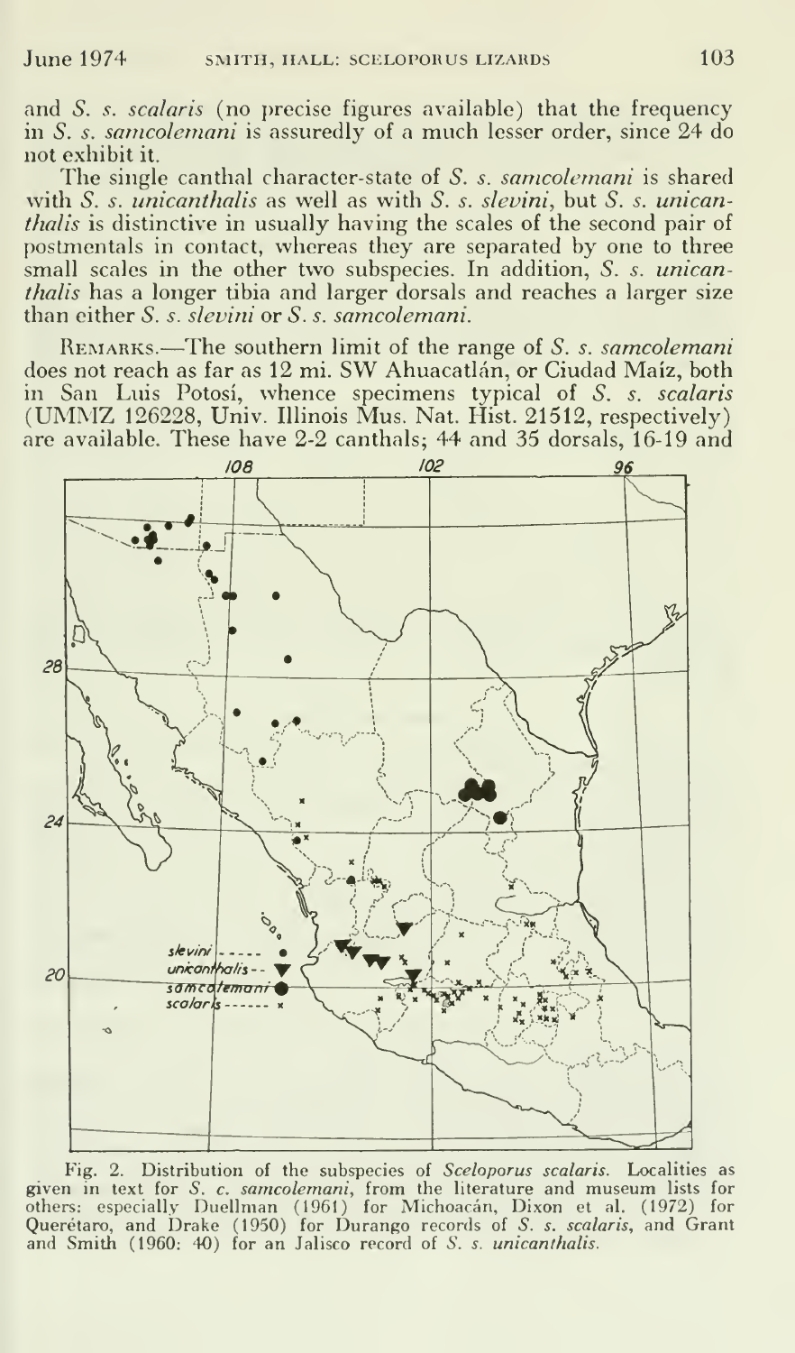and *S. s. scalaris* (no precise figures available) that the frequency in *S. s. samcolemani* is assuredly of a much lesser order, since 24 do not exhibit it.

The single canthal character-state of *S. s. samcolemani* is shared with *S. s. unicanthalis* as well as with *S. s. slevini*, but *S. s. unicanthalis* is distinctive in usually having the scales of the second pair of postmentals in contact, whereas they are separated by one to three small scales in the other two subspecies. In addition, *S. s. unicanthalis* has a longer tibia and larger dorsals and reaches a larger size than either *S. s. slevini* or *S. s. samcolemani*.

REMARKS.—The southern limit of the range of *S. s. samcolemani* does not reach as far as 12 mi. SW Ahuacatlán, or Ciudad Maíz, both in San Luis Potosí, whence specimens typical of *S. s. scalaris* (UMMZ 126228, Univ. Illinois Mus. Nat. Hist. 21512, respectively) are available. These have 2-2 canthals; 44 and 35 dorsals, 16-19 and

Fig. 2. Distribution of the subspecies of *Sceloporus scalaris*. Localities as given in text for *S. c. samcolemani*, from the literature and museum lists for others: especially Duellman (1961) for Michoacán, Dixon et al. (1972) for Querétaro, and Drake (1950) for Durango records of *S. s. scalaris*, and Grant and Smith (1960: 40) for an Jalisco record of *S. s. unicanthalis*.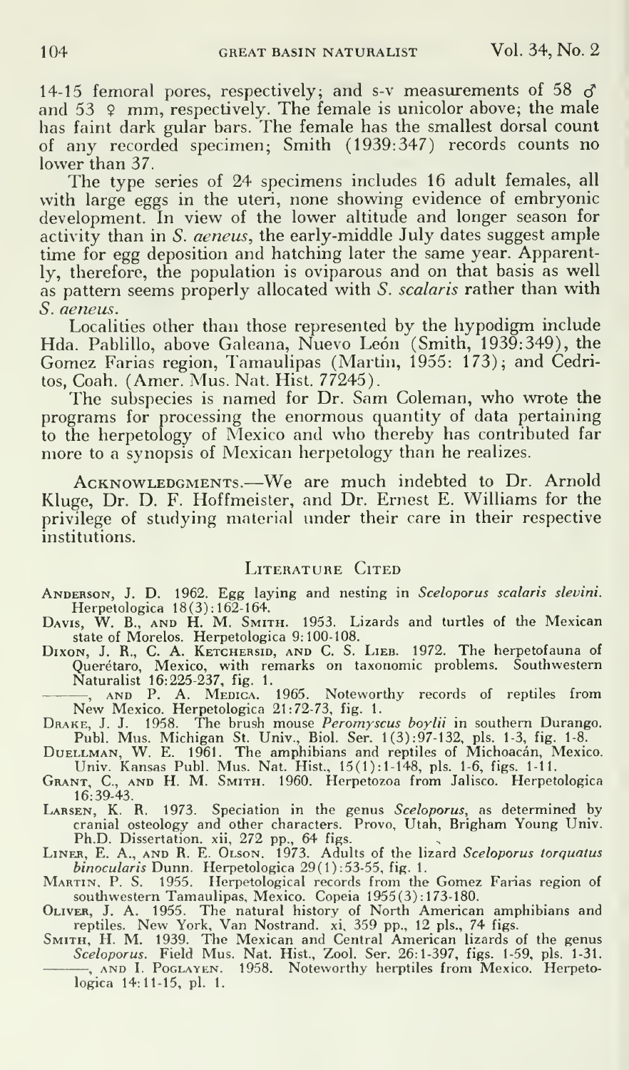14-15 femoral pores, respectively; and s-v measurements of 58 ♂ and 53 ♀ mm, respectively. The female is unicolor above; the male has faint dark gular bars. The female has the smallest dorsal count of any recorded specimen; Smith (1939:347) records counts no lower than 37.

The type series of 24 specimens includes 16 adult females, all with large eggs in the uteri, none showing evidence of embryonic development. In view of the lower altitude and longer season for activity than in *S. aeneus*, the early-middle July dates suggest ample time for egg deposition and hatching later the same year. Apparently, therefore, the population is oviparous and on that basis as well as pattern seems properly allocated with *S. scalaris* rather than with *S. aeneus*.

Localities other than those represented by the hypodigm include Hda. Pablillo, above Galeana, Nuevo León (Smith, 1939:349), the Gomez Farias region, Tamaulipas (Martin, 1955: 173); and Cedritos, Coah. (Amer. Mus. Nat. Hist. 77245).

The subspecies is named for Dr. Sam Coleman, who wrote the programs for processing the enormous quantity of data pertaining to the herpetology of Mexico and who thereby has contributed far more to a synopsis of Mexican herpetology than he realizes.

Acknowledgments.—We are much indebted to Dr. Arnold Kluge, Dr. D. F. Hoffmeister, and Dr. Ernest E. Williams for the privilege of studying material under their care in their respective institutions.

## Literature Cited

Anderson, J. D. 1962. Egg laying and nesting in *Sceloporus scalaris slevini*. Herpetologica 18(3):162-164.

Davis, W. B., and H. M. Smith. 1953. Lizards and turtles of the Mexican state of Morelos. Herpetologica 9:100-108.

Dixon, J. R., C. A. Ketchersid, and C. S. Lieb. 1972. The herpetofauna of Querétaro, Mexico, with remarks on taxonomic problems. Southwestern Naturalist 16:225-237, fig. 1.

———, and P. A. Medica. 1965. Noteworthy records of reptiles from New Mexico. Herpetologica 21:72-73, fig. 1.

Drake, J. J. 1958. The brush mouse *Peromyscus boylii* in southern Durango. Publ. Mus. Michigan St. Univ., Biol. Ser. 1(3):97-132, pls. 1-3, fig. 1-8.

Duellman, W. E. 1961. The amphibians and reptiles of Michoacán, Mexico. Univ. Kansas Publ. Mus. Nat. Hist., 15(1):1-148, pls. 1-6, figs. 1-11.

Grant, C., and H. M. Smith. 1960. Herpetozoa from Jalisco. Herpetologica 16:39-43.

Larsen, K. R. 1973. Speciation in the genus *Sceloporus*, as determined by cranial osteology and other characters. Provo, Utah, Brigham Young Univ. Ph.D. Dissertation. xii, 272 pp., 64 figs.

Liner, E. A., and R. E. Olson. 1973. Adults of the lizard *Sceloporus torquatus binocularis* Dunn. Herpetologica 29(1):53-55, fig. 1.

Martin, P. S. 1955. Herpetological records from the Gomez Farias region of southwestern Tamaulipas, Mexico. Copeia 1955(3):173-180.

Oliver, J. A. 1955. The natural history of North American amphibians and reptiles. New York, Van Nostrand. xi, 359 pp., 12 pls., 74 figs.

Smith, H. M. 1939. The Mexican and Central American lizards of the genus *Sceloporus*. Field Mus. Nat. Hist., Zool. Ser. 26:1-397, figs. 1-59, pls. 1-31.

———, and I. Poglayen. 1958. Noteworthy herptiles from Mexico. Herpetologica 14:11-15, pl. 1.